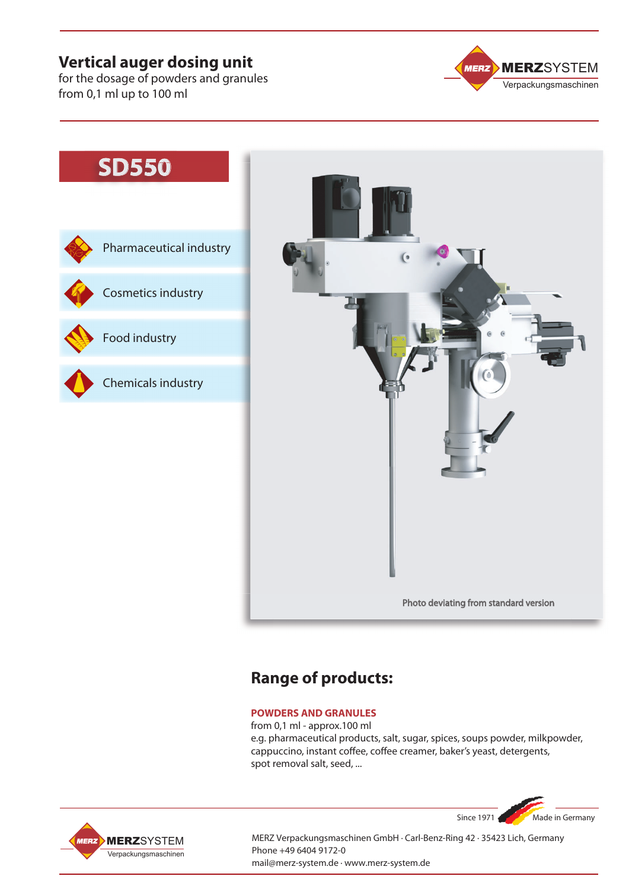# Vertical auger dosing unit

for the dosage of powders and granules
from 0,1 ml up to 100 ml

MERZSYSTEM
Verpackungsmaschinen

## SD550

- Pharmaceutical industry
- Cosmetics industry
- Food industry
- Chemicals industry

Photo deviating from standard version

## Range of products:

**POWDERS AND GRANULES**

from 0,1 ml - approx.100 ml
e.g. pharmaceutical products, salt, sugar, spices, soups powder, milkpowder, cappuccino, instant coffee, coffee creamer, baker's yeast, detergents, spot removal salt, seed, ...

Since 1971 Made in Germany

MERZSYSTEM
Verpackungsmaschinen

MERZ Verpackungsmaschinen GmbH · Carl-Benz-Ring 42 · 35423 Lich, Germany
Phone +49 6404 9172-0
mail@merz-system.de · www.merz-system.de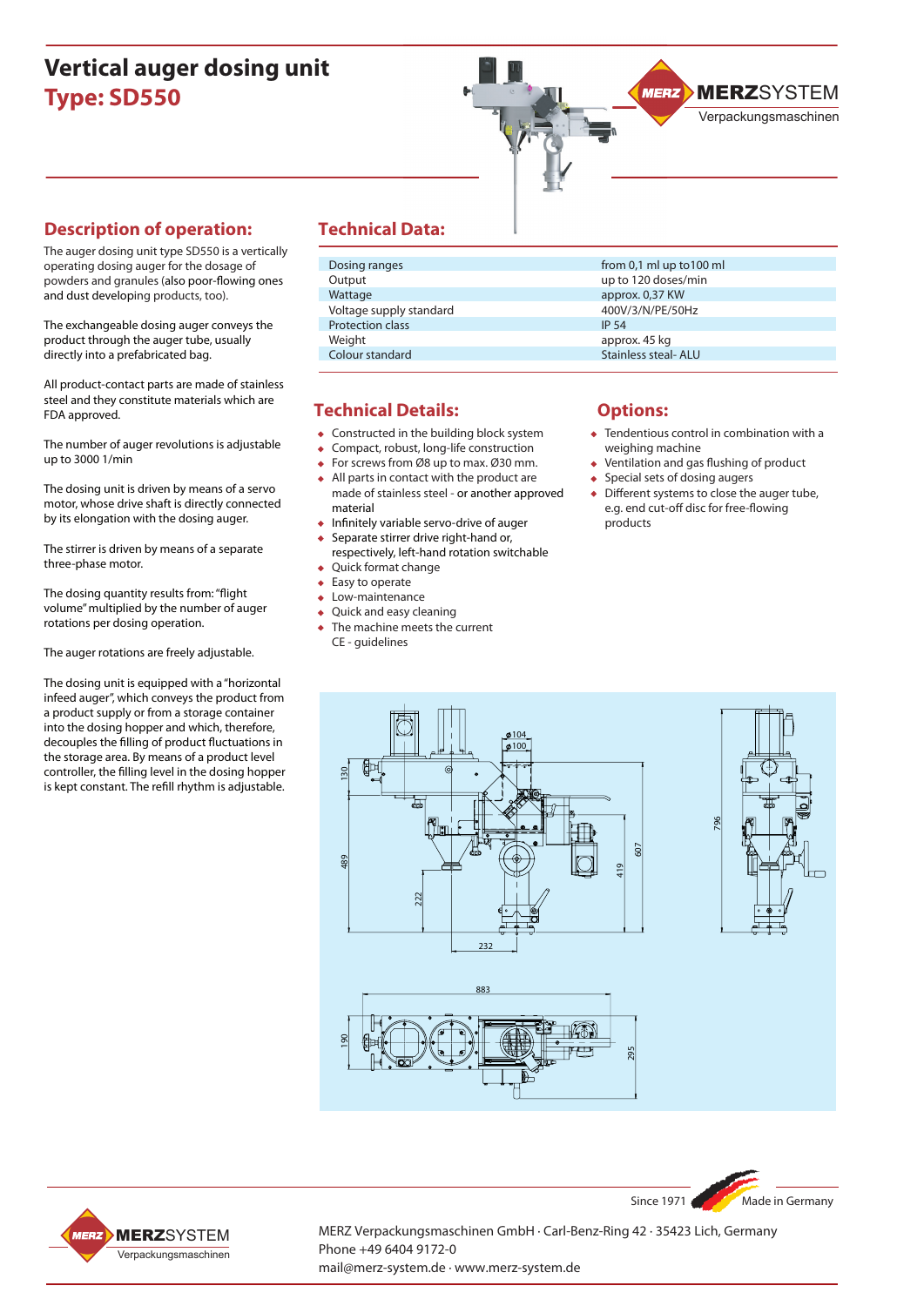# Vertical auger dosing unit
# Type: SD550

MERZ MERZSYSTEM
Verpackungsmaschinen

## Description of operation:

The auger dosing unit type SD550 is a vertically operating dosing auger for the dosage of powders and granules (also poor-flowing ones and dust developing products, too).

The exchangeable dosing auger conveys the product through the auger tube, usually directly into a prefabricated bag.

All product-contact parts are made of stainless steel and they constitute materials which are FDA approved.

The number of auger revolutions is adjustable up to 3000 1/min

The dosing unit is driven by means of a servo motor, whose drive shaft is directly connected by its elongation with the dosing auger.

The stirrer is driven by means of a separate three-phase motor.

The dosing quantity results from: "flight volume" multiplied by the number of auger rotations per dosing operation.

The auger rotations are freely adjustable.

The dosing unit is equipped with a "horizontal infeed auger", which conveys the product from a product supply or from a storage container into the dosing hopper and which, therefore, decouples the filling of product fluctuations in the storage area. By means of a product level controller, the filling level in the dosing hopper is kept constant. The refill rhythm is adjustable.

## Technical Data:

| | |
|---|---|
| Dosing ranges | from 0,1 ml up to100 ml |
| Output | up to 120 doses/min |
| Wattage | approx. 0,37 KW |
| Voltage supply standard | 400V/3/N/PE/50Hz |
| Protection class | IP 54 |
| Weight | approx. 45 kg |
| Colour standard | Stainless steel- ALU |

## Technical Details:

- Constructed in the building block system
- Compact, robust, long-life construction
- For screws from Ø8 up to max. Ø30 mm.
- All parts in contact with the product are made of stainless steel - or another approved material
- Infinitely variable servo-drive of auger
- Separate stirrer drive right-hand or, respectively, left-hand rotation switchable
- Quick format change
- Easy to operate
- Low-maintenance
- Quick and easy cleaning
- The machine meets the current CE - guidelines

## Options:

- Tendentious control in combination with a weighing machine
- Ventilation and gas flushing of product
- Special sets of dosing augers
- Different systems to close the auger tube, e.g. end cut-off disc for free-flowing products

Ø104
Ø100
130
489
222
232
419
607
796
883
190
295

Since 1971
Made in Germany

MERZ MERZSYSTEM
Verpackungsmaschinen

MERZ Verpackungsmaschinen GmbH · Carl-Benz-Ring 42 · 35423 Lich, Germany
Phone +49 6404 9172-0
mail@merz-system.de · www.merz-system.de